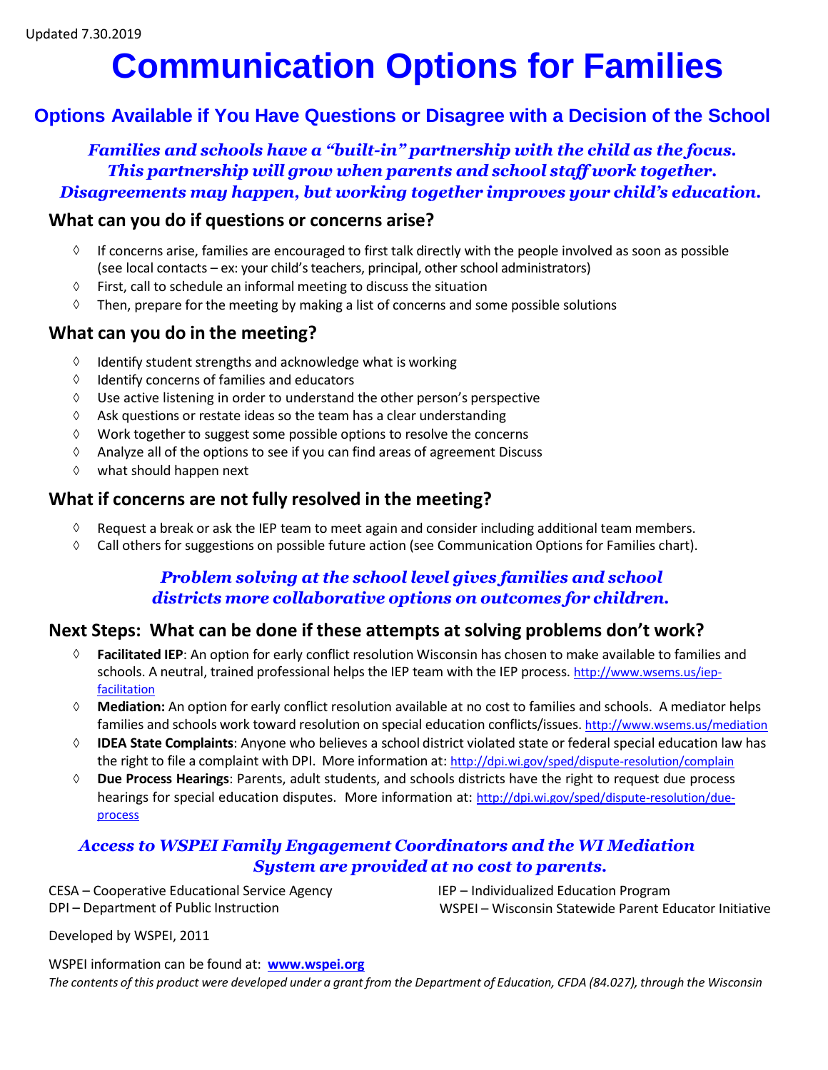Updated 7.30.2019

# Communication Options for Families

## Options Available if You Have Questions or Disagree with a Decision of the School

***Families and schools have a "built-in" partnership with the child as the focus. This partnership will grow when parents and school staff work together. Disagreements may happen, but working together improves your child's education.***

### What can you do if questions or concerns arise?

- If concerns arise, families are encouraged to first talk directly with the people involved as soon as possible (see local contacts – ex: your child's teachers, principal, other school administrators)
- First, call to schedule an informal meeting to discuss the situation
- Then, prepare for the meeting by making a list of concerns and some possible solutions

### What can you do in the meeting?

- Identify student strengths and acknowledge what is working
- Identify concerns of families and educators
- Use active listening in order to understand the other person's perspective
- Ask questions or restate ideas so the team has a clear understanding
- Work together to suggest some possible options to resolve the concerns
- Analyze all of the options to see if you can find areas of agreement Discuss
- what should happen next

### What if concerns are not fully resolved in the meeting?

- Request a break or ask the IEP team to meet again and consider including additional team members.
- Call others for suggestions on possible future action (see Communication Options for Families chart).

***Problem solving at the school level gives families and school districts more collaborative options on outcomes for children.***

### Next Steps: What can be done if these attempts at solving problems don't work?

- **Facilitated IEP**: An option for early conflict resolution Wisconsin has chosen to make available to families and schools. A neutral, trained professional helps the IEP team with the IEP process. http://www.wsems.us/iep-facilitation
- **Mediation:** An option for early conflict resolution available at no cost to families and schools. A mediator helps families and schools work toward resolution on special education conflicts/issues. http://www.wsems.us/mediation
- **IDEA State Complaints**: Anyone who believes a school district violated state or federal special education law has the right to file a complaint with DPI. More information at: http://dpi.wi.gov/sped/dispute-resolution/complain
- **Due Process Hearings**: Parents, adult students, and schools districts have the right to request due process hearings for special education disputes. More information at: http://dpi.wi.gov/sped/dispute-resolution/due-process

***Access to WSPEI Family Engagement Coordinators and the WI Mediation System are provided at no cost to parents.***

CESA – Cooperative Educational Service Agency
DPI – Department of Public Instruction
IEP – Individualized Education Program
WSPEI – Wisconsin Statewide Parent Educator Initiative

Developed by WSPEI, 2011

WSPEI information can be found at: **www.wspei.org**

*The contents of this product were developed under a grant from the Department of Education, CFDA (84.027), through the Wisconsin*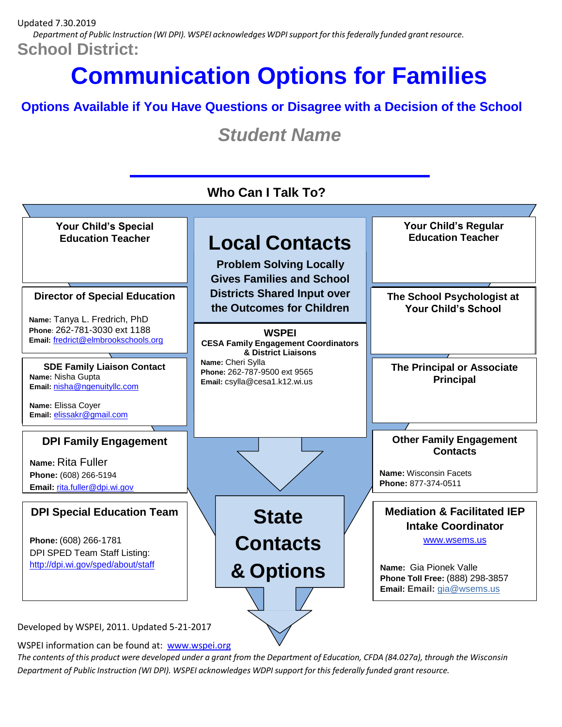Updated 7.30.2019

*Department of Public Instruction (WI DPI). WSPEI acknowledges WDPI support for this federally funded grant resource.*

**School District:**

# Communication Options for Families

## Options Available if You Have Questions or Disagree with a Decision of the School

### *Student Name*

**Who Can I Talk To?**

## Local Contacts

**Problem Solving Locally Gives Families and School Districts Shared Input over the Outcomes for Children**

**Your Child's Special Education Teacher**

**Your Child's Regular Education Teacher**

**Director of Special Education**

**Name:** Tanya L. Fredrich, PhD
**Phone**: 262-781-3030 ext 1188
**Email:** fredrict@elmbrookschools.org

**The School Psychologist at Your Child's School**

**WSPEI**
**CESA Family Engagement Coordinators & District Liaisons**
**Name:** Cheri Sylla
**Phone:** 262-787-9500 ext 9565
**Email:** csylla@cesa1.k12.wi.us

**SDE Family Liaison Contact**
**Name:** Nisha Gupta
**Email:** nisha@ngenuityllc.com

**Name:** Elissa Coyer
**Email:** elissakr@gmail.com

**The Principal or Associate Principal**

**DPI Family Engagement**

**Name:** Rita Fuller
**Phone:** (608) 266-5194
**Email:** rita.fuller@dpi.wi.gov

**Other Family Engagement Contacts**

**Name:** Wisconsin Facets
**Phone:** 877-374-0511

## State Contacts & Options

**DPI Special Education Team**

**Phone:** (608) 266-1781
DPI SPED Team Staff Listing:
http://dpi.wi.gov/sped/about/staff

**Mediation & Facilitated IEP Intake Coordinator**
www.wsems.us

**Name:** Gia Pionek Valle
**Phone Toll Free:** (888) 298-3857
**Email:** **Email:** gia@wsems.us

Developed by WSPEI, 2011. Updated 5-21-2017

WSPEI information can be found at: www.wspei.org

*The contents of this product were developed under a grant from the Department of Education, CFDA (84.027a), through the Wisconsin Department of Public Instruction (WI DPI). WSPEI acknowledges WDPI support for this federally funded grant resource.*